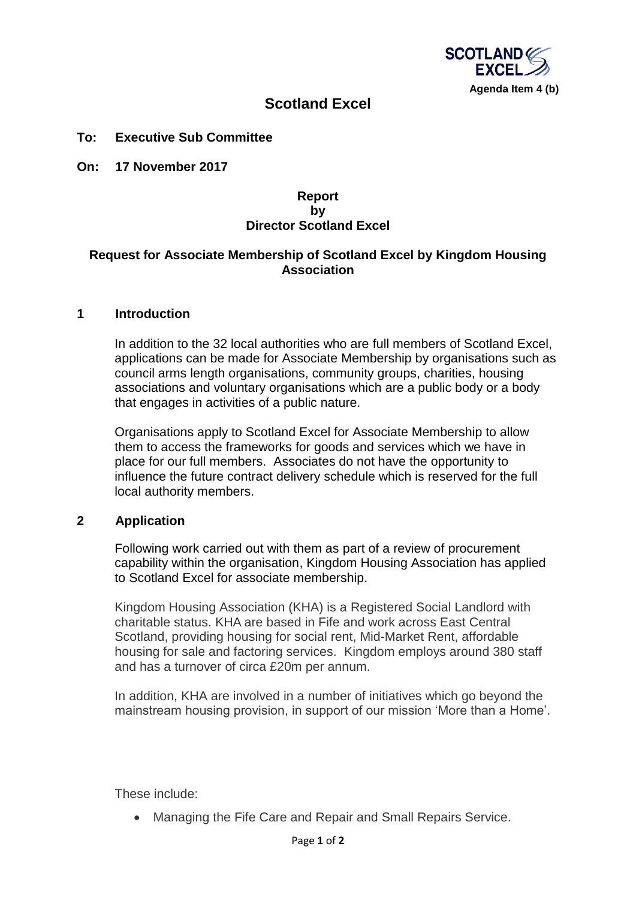**Agenda Item 4 (b)**

# Scotland Excel

**To: Executive Sub Committee**

**On: 17 November 2017**

**Report**
**by**
**Director Scotland Excel**

## Request for Associate Membership of Scotland Excel by Kingdom Housing Association

## 1 Introduction

In addition to the 32 local authorities who are full members of Scotland Excel, applications can be made for Associate Membership by organisations such as council arms length organisations, community groups, charities, housing associations and voluntary organisations which are a public body or a body that engages in activities of a public nature.

Organisations apply to Scotland Excel for Associate Membership to allow them to access the frameworks for goods and services which we have in place for our full members. Associates do not have the opportunity to influence the future contract delivery schedule which is reserved for the full local authority members.

## 2 Application

Following work carried out with them as part of a review of procurement capability within the organisation, Kingdom Housing Association has applied to Scotland Excel for associate membership.

Kingdom Housing Association (KHA) is a Registered Social Landlord with charitable status. KHA are based in Fife and work across East Central Scotland, providing housing for social rent, Mid-Market Rent, affordable housing for sale and factoring services. Kingdom employs around 380 staff and has a turnover of circa £20m per annum.

In addition, KHA are involved in a number of initiatives which go beyond the mainstream housing provision, in support of our mission 'More than a Home'.

These include:

- Managing the Fife Care and Repair and Small Repairs Service.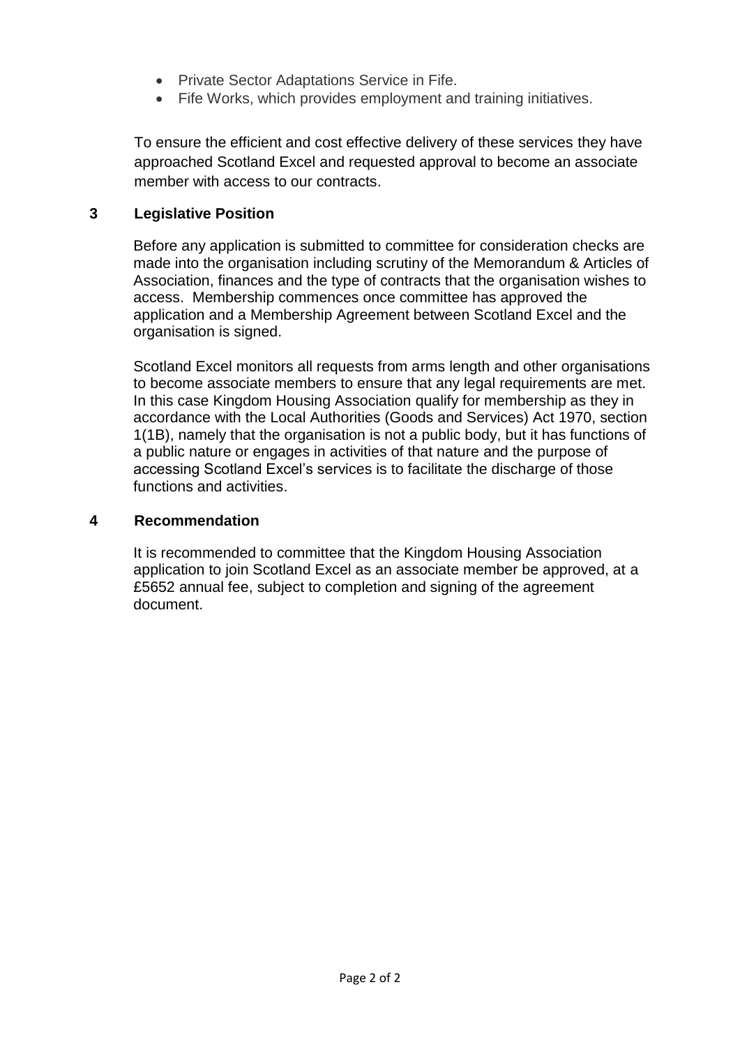- Private Sector Adaptations Service in Fife.
- Fife Works, which provides employment and training initiatives.

To ensure the efficient and cost effective delivery of these services they have approached Scotland Excel and requested approval to become an associate member with access to our contracts.

## 3 Legislative Position

Before any application is submitted to committee for consideration checks are made into the organisation including scrutiny of the Memorandum & Articles of Association, finances and the type of contracts that the organisation wishes to access. Membership commences once committee has approved the application and a Membership Agreement between Scotland Excel and the organisation is signed.

Scotland Excel monitors all requests from arms length and other organisations to become associate members to ensure that any legal requirements are met. In this case Kingdom Housing Association qualify for membership as they in accordance with the Local Authorities (Goods and Services) Act 1970, section 1(1B), namely that the organisation is not a public body, but it has functions of a public nature or engages in activities of that nature and the purpose of accessing Scotland Excel's services is to facilitate the discharge of those functions and activities.

## 4 Recommendation

It is recommended to committee that the Kingdom Housing Association application to join Scotland Excel as an associate member be approved, at a £5652 annual fee, subject to completion and signing of the agreement document.